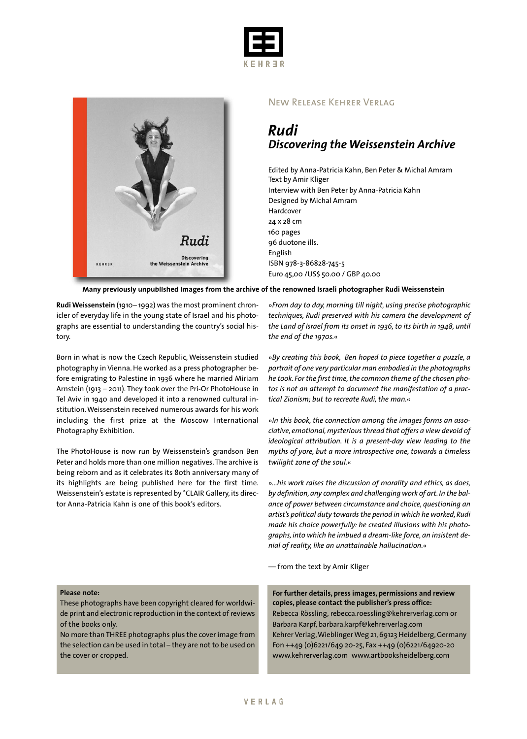New Release Kehrer Verlag

# *Rudi*
## *Discovering the Weissenstein Archive*

Edited by Anna-Patricia Kahn, Ben Peter & Michal Amram
Text by Amir Kliger
Interview with Ben Peter by Anna-Patricia Kahn
Designed by Michal Amram
Hardcover
24 x 28 cm
160 pages
96 duotone ills.
English
ISBN 978-3-86828-745-5
Euro 45,00 /US$ 50.00 / GBP 40.00

**Many previously unpublished images from the archive of the renowned Israeli photographer Rudi Weissenstein**

**Rudi Weissenstein** (1910–1992) was the most prominent chronicler of everyday life in the young state of Israel and his photographs are essential to understanding the country's social history.

Born in what is now the Czech Republic, Weissenstein studied photography in Vienna. He worked as a press photographer before emigrating to Palestine in 1936 where he married Miriam Arnstein (1913 – 2011). They took over the Pri-Or PhotoHouse in Tel Aviv in 1940 and developed it into a renowned cultural institution. Weissenstein received numerous awards for his work including the first prize at the Moscow International Photography Exhibition.

The PhotoHouse is now run by Weissenstein's grandson Ben Peter and holds more than one million negatives. The archive is being reborn and as it celebrates its 80th anniversary many of its highlights are being published here for the first time. Weissenstein's estate is represented by °CLAIR Gallery, its director Anna-Patricia Kahn is one of this book's editors.

*»From day to day, morning till night, using precise photographic techniques, Rudi preserved with his camera the development of the Land of Israel from its onset in 1936, to its birth in 1948, until the end of the 1970s.«*

*»By creating this book, Ben hoped to piece together a puzzle, a portrait of one very particular man embodied in the photographs he took. For the first time, the common theme of the chosen photos is not an attempt to document the manifestation of a practical Zionism; but to recreate Rudi, the man.«*

*»In this book, the connection among the images forms an associative, emotional, mysterious thread that offers a view devoid of ideological attribution. It is a present-day view leading to the myths of yore, but a more introspective one, towards a timeless twilight zone of the soul.«*

*»…his work raises the discussion of morality and ethics, as does, by definition, any complex and challenging work of art. In the balance of power between circumstance and choice, questioning an artist's political duty towards the period in which he worked, Rudi made his choice powerfully: he created illusions with his photographs, into which he imbued a dream-like force, an insistent denial of reality, like an unattainable hallucination.«*

— from the text by Amir Kliger

**Please note:**
These photographs have been copyright cleared for worldwide print and electronic reproduction in the context of reviews of the books only.
No more than THREE photographs plus the cover image from the selection can be used in total – they are not to be used on the cover or cropped.

**For further details, press images, permissions and review copies, please contact the publisher's press office:**
Rebecca Rössling, rebecca.roessling@kehrerverlag.com or
Barbara Karpf, barbara.karpf@kehrerverlag.com
Kehrer Verlag, Wieblinger Weg 21, 69123 Heidelberg, Germany
Fon ++49 (0)6221/649 20-25, Fax ++49 (0)6221/64920-20
www.kehrerverlag.com www.artbooksheidelberg.com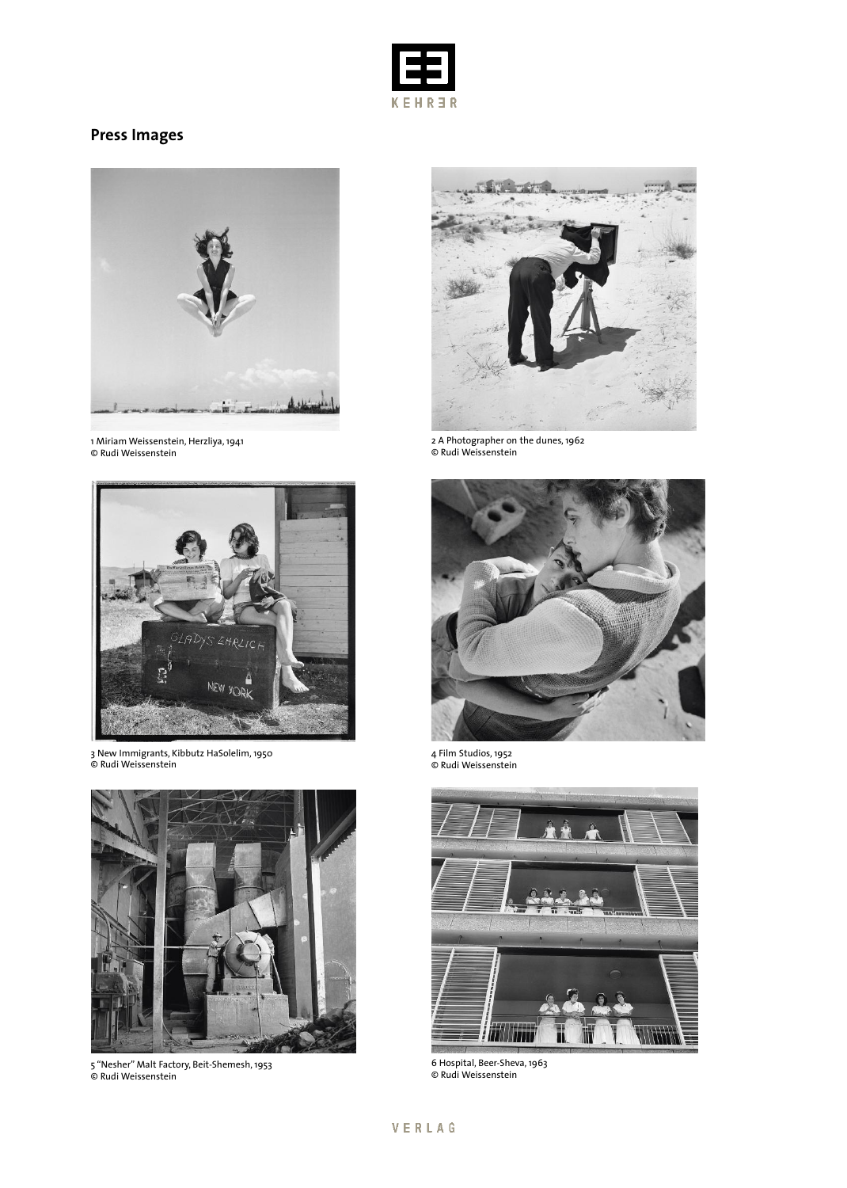## Press Images

1 Miriam Weissenstein, Herzliya, 1941
© Rudi Weissenstein

2 A Photographer on the dunes, 1962
© Rudi Weissenstein

3 New Immigrants, Kibbutz HaSolelim, 1950
© Rudi Weissenstein

4 Film Studios, 1952
© Rudi Weissenstein

5 "Nesher" Malt Factory, Beit-Shemesh, 1953
© Rudi Weissenstein

6 Hospital, Beer-Sheva, 1963
© Rudi Weissenstein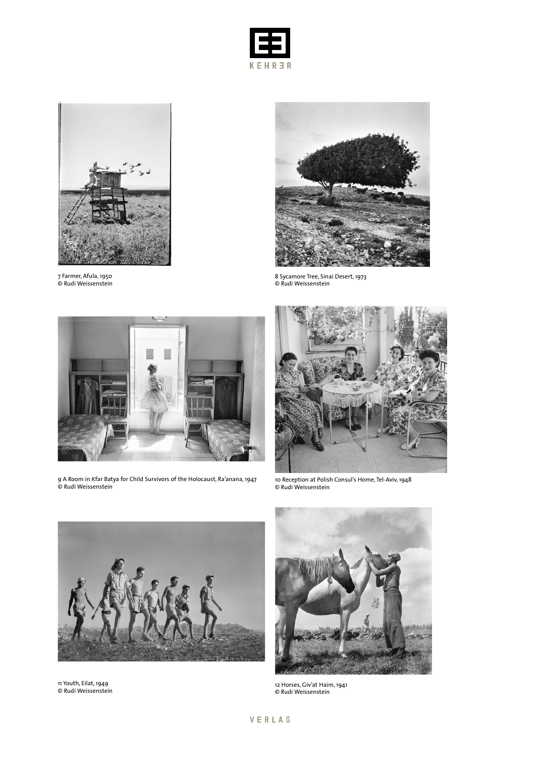7 Farmer, Afula, 1950
© Rudi Weissenstein

8 Sycamore Tree, Sinai Desert, 1973
© Rudi Weissenstein

9 A Room in Kfar Batya for Child Survivors of the Holocaust, Ra'anana, 1947
© Rudi Weissenstein

10 Reception at Polish Consul's Home, Tel-Aviv, 1948
© Rudi Weissenstein

11 Youth, Eilat, 1949
© Rudi Weissenstein

12 Horses, Giv'at Haim, 1941
© Rudi Weissenstein